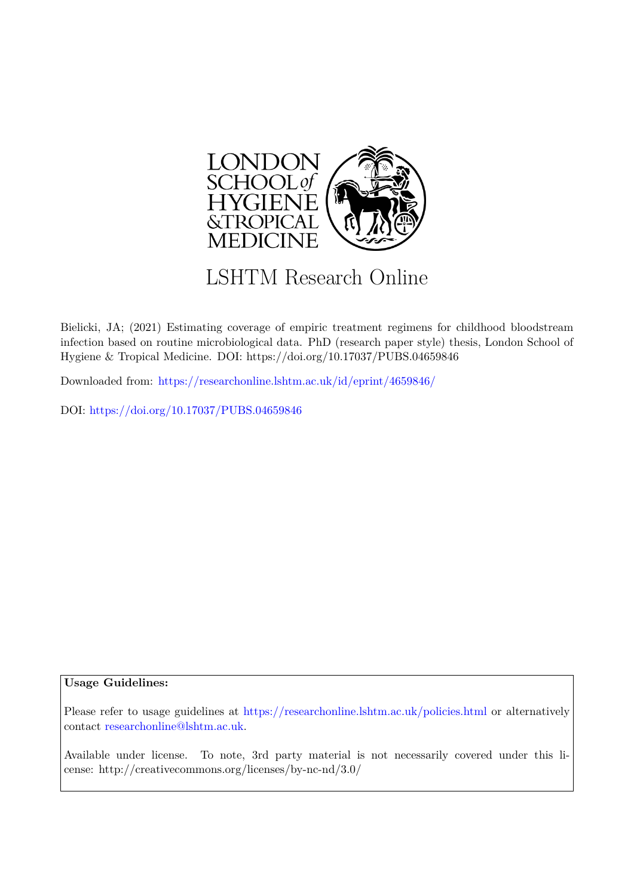LONDON SCHOOL of HYGIENE &TROPICAL MEDICINE

# LSHTM Research Online

Bielicki, JA; (2021) Estimating coverage of empiric treatment regimens for childhood bloodstream infection based on routine microbiological data. PhD (research paper style) thesis, London School of Hygiene & Tropical Medicine. DOI: https://doi.org/10.17037/PUBS.04659846

Downloaded from: https://researchonline.lshtm.ac.uk/id/eprint/4659846/

DOI: https://doi.org/10.17037/PUBS.04659846

**Usage Guidelines:**

Please refer to usage guidelines at https://researchonline.lshtm.ac.uk/policies.html or alternatively contact researchonline@lshtm.ac.uk.

Available under license. To note, 3rd party material is not necessarily covered under this license: http://creativecommons.org/licenses/by-nc-nd/3.0/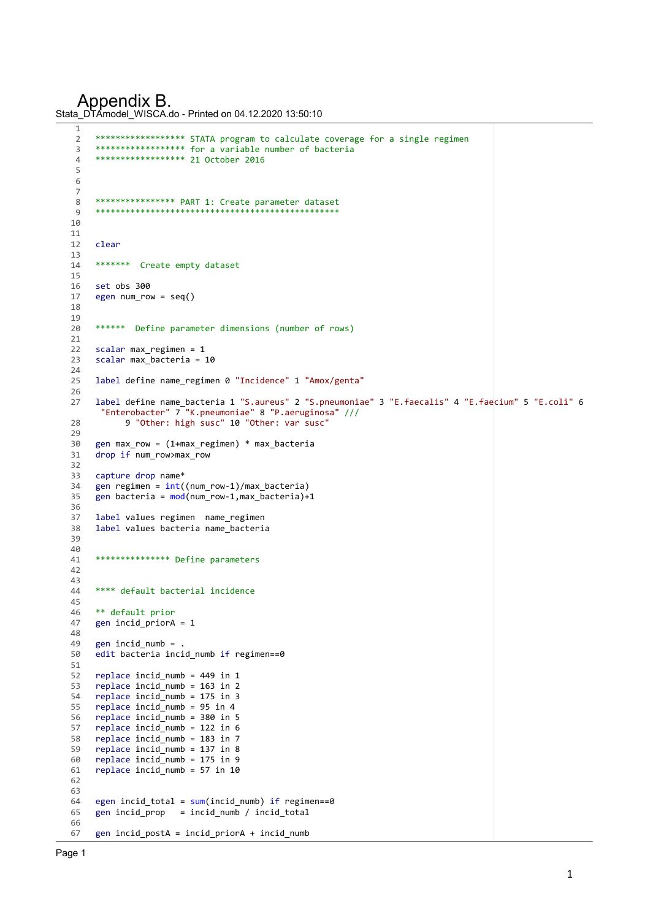# Appendix B.

Stata_DTAmodel_WISCA.do - Printed on 04.12.2020 13:50:10

```
1
2    ****************** STATA program to calculate coverage for a single regimen
3    ****************** for a variable number of bacteria
4    ****************** 21 October 2016
5
6
7
8    *************** PART 1: Create parameter dataset
9    *************************************************
10
11
12   clear
13
14   *******  Create empty dataset
15
16   set obs 300
17   egen num_row = seq()
18
19
20   ******  Define parameter dimensions (number of rows)
21
22   scalar max_regimen = 1
23   scalar max_bacteria = 10
24
25   label define name_regimen 0 "Incidence" 1 "Amox/genta"
26
27   label define name_bacteria 1 "S.aureus" 2 "S.pneumoniae" 3 "E.faecalis" 4 "E.faecium" 5 "E.coli" 6
     "Enterobacter" 7 "K.pneumoniae" 8 "P.aeruginosa" ///
28         9 "Other: high susc" 10 "Other: var susc"
29
30   gen max_row = (1+max_regimen) * max_bacteria
31   drop if num_row>max_row
32
33   capture drop name*
34   gen regimen = int((num_row-1)/max_bacteria)
35   gen bacteria = mod(num_row-1,max_bacteria)+1
36
37   label values regimen  name_regimen
38   label values bacteria name_bacteria
39
40
41   *************** Define parameters
42
43
44   **** default bacterial incidence
45
46   ** default prior
47   gen incid_priorA = 1
48
49   gen incid_numb = .
50   edit bacteria incid_numb if regimen==0
51
52   replace incid_numb = 449 in 1
53   replace incid_numb = 163 in 2
54   replace incid_numb = 175 in 3
55   replace incid_numb = 95 in 4
56   replace incid_numb = 380 in 5
57   replace incid_numb = 122 in 6
58   replace incid_numb = 183 in 7
59   replace incid_numb = 137 in 8
60   replace incid_numb = 175 in 9
61   replace incid_numb = 57 in 10
62
63
64   egen incid_total = sum(incid_numb) if regimen==0
65   gen incid_prop   = incid_numb / incid_total
66
67   gen incid_postA = incid_priorA + incid_numb
```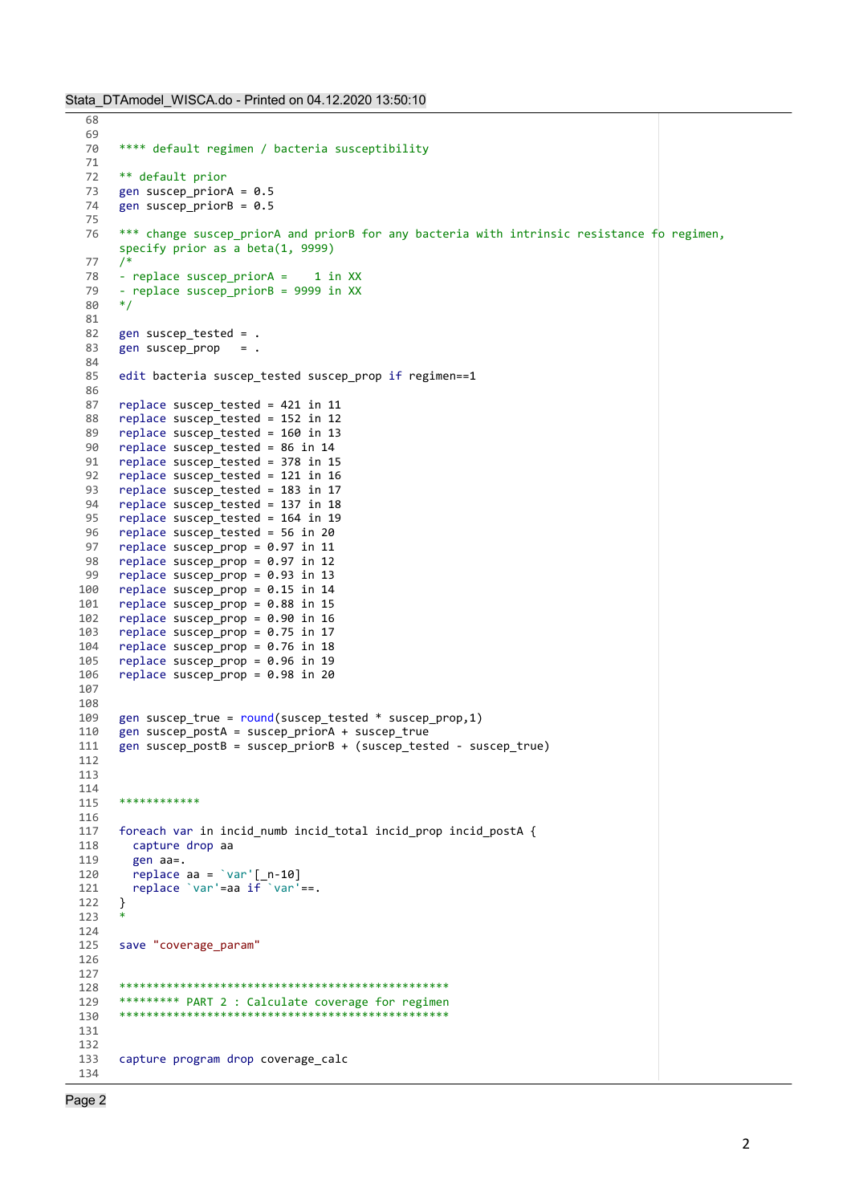```
68
69
70  **** default regimen / bacteria susceptibility
71
72  ** default prior
73  gen suscep_priorA = 0.5
74  gen suscep_priorB = 0.5
75
76  *** change suscep_priorA and priorB for any bacteria with intrinsic resistance fo regimen,
    specify prior as a beta(1, 9999)
77  /*
78  - replace suscep_priorA =    1 in XX
79  - replace suscep_priorB = 9999 in XX
80  */
81
82  gen suscep_tested = .
83  gen suscep_prop   = .
84
85  edit bacteria suscep_tested suscep_prop if regimen==1
86
87  replace suscep_tested = 421 in 11
88  replace suscep_tested = 152 in 12
89  replace suscep_tested = 160 in 13
90  replace suscep_tested = 86 in 14
91  replace suscep_tested = 378 in 15
92  replace suscep_tested = 121 in 16
93  replace suscep_tested = 183 in 17
94  replace suscep_tested = 137 in 18
95  replace suscep_tested = 164 in 19
96  replace suscep_tested = 56 in 20
97  replace suscep_prop = 0.97 in 11
98  replace suscep_prop = 0.97 in 12
99  replace suscep_prop = 0.93 in 13
100 replace suscep_prop = 0.15 in 14
101 replace suscep_prop = 0.88 in 15
102 replace suscep_prop = 0.90 in 16
103 replace suscep_prop = 0.75 in 17
104 replace suscep_prop = 0.76 in 18
105 replace suscep_prop = 0.96 in 19
106 replace suscep_prop = 0.98 in 20
107
108
109 gen suscep_true = round(suscep_tested * suscep_prop,1)
110 gen suscep_postA = suscep_priorA + suscep_true
111 gen suscep_postB = suscep_priorB + (suscep_tested - suscep_true)
112
113
114
115 ************
116
117 foreach var in incid_numb incid_total incid_prop incid_postA {
118   capture drop aa
119   gen aa=.
120   replace aa = `var'[_n-10]
121   replace `var'=aa if `var'==.
122 }
123 *
124
125 save "coverage_param"
126
127
128 *************************************************
129 ********* PART 2 : Calculate coverage for regimen
130 *************************************************
131
132
133 capture program drop coverage_calc
134
```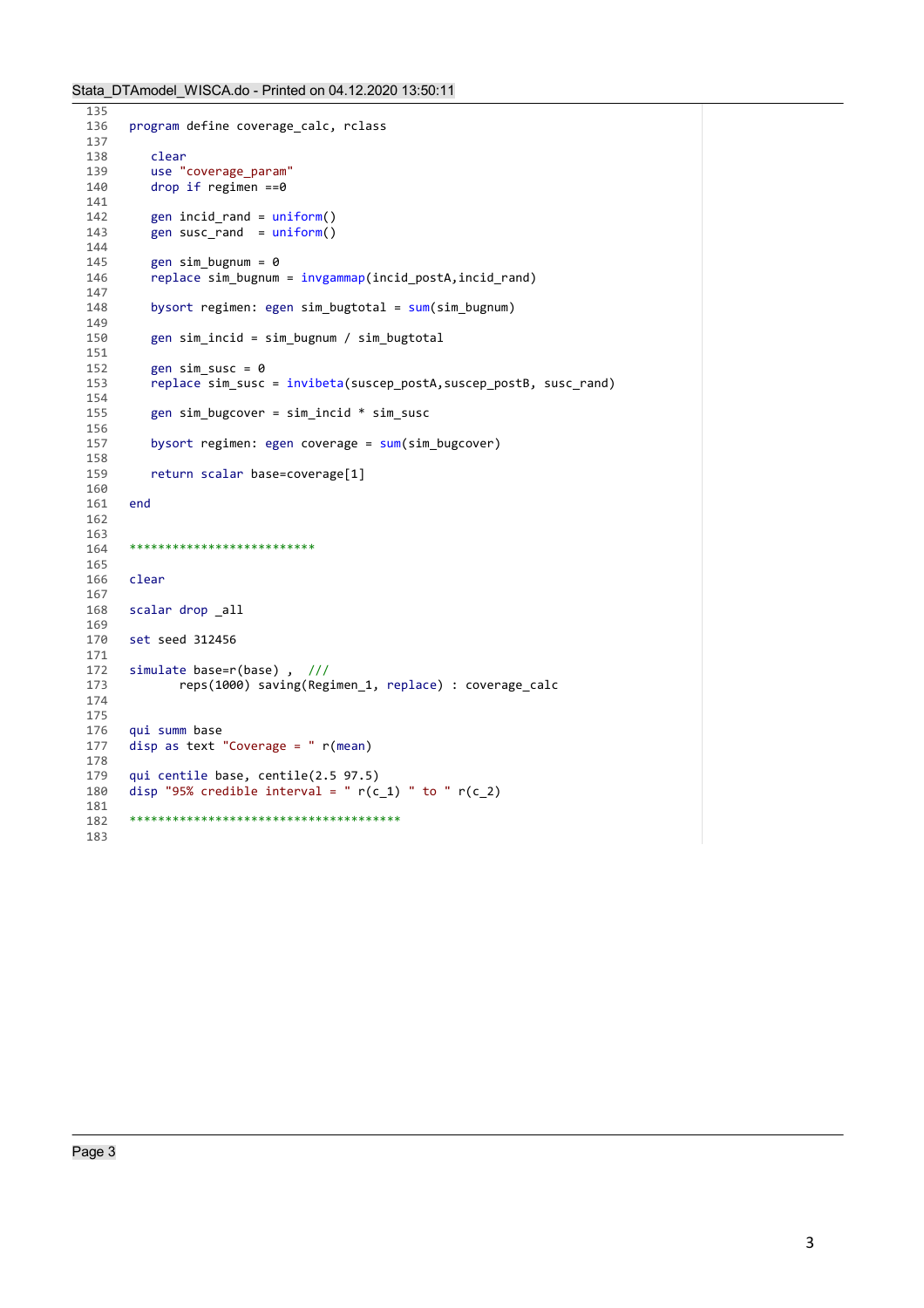Stata_DTAmodel_WISCA.do - Printed on 04.12.2020 13:50:11

```
135
136   program define coverage_calc, rclass
137
138      clear
139      use "coverage_param"
140      drop if regimen ==0
141
142      gen incid_rand = uniform()
143      gen susc_rand  = uniform()
144
145      gen sim_bugnum = 0
146      replace sim_bugnum = invgammap(incid_postA,incid_rand)
147
148      bysort regimen: egen sim_bugtotal = sum(sim_bugnum)
149
150      gen sim_incid = sim_bugnum / sim_bugtotal
151
152      gen sim_susc = 0
153      replace sim_susc = invibeta(suscep_postA,suscep_postB, susc_rand)
154
155      gen sim_bugcover = sim_incid * sim_susc
156
157      bysort regimen: egen coverage = sum(sim_bugcover)
158
159      return scalar base=coverage[1]
160
161   end
162
163
164   **************************
165
166   clear
167
168   scalar drop _all
169
170   set seed 312456
171
172   simulate base=r(base) ,  ///
173          reps(1000) saving(Regimen_1, replace) : coverage_calc
174
175
176   qui summ base
177   disp as text "Coverage = " r(mean)
178
179   qui centile base, centile(2.5 97.5)
180   disp "95% credible interval = " r(c_1) " to " r(c_2)
181
182   **************************************
183
```

Page 3